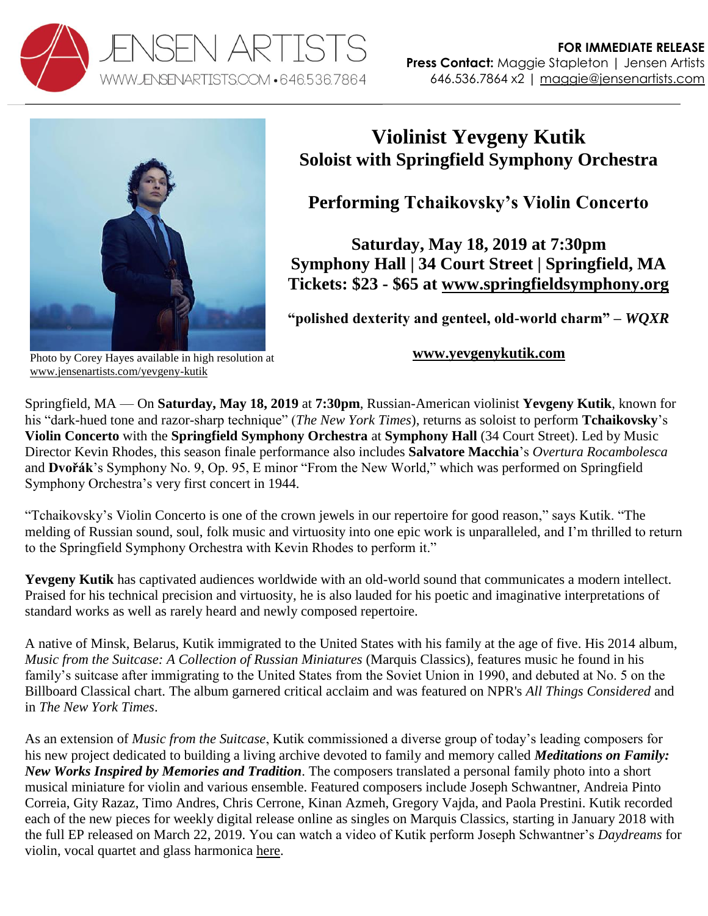JENSEN ARTISTS
WWW.JENSENARTISTS.COM • 646.536.7864

**FOR IMMEDIATE RELEASE**
**Press Contact:** Maggie Stapleton | Jensen Artists
646.536.7864 x2 | maggie@jensenartists.com

Photo by Corey Hayes available in high resolution at www.jensenartists.com/yevgeny-kutik

# Violinist Yevgeny Kutik
## Soloist with Springfield Symphony Orchestra

## Performing Tchaikovsky's Violin Concerto

**Saturday, May 18, 2019 at 7:30pm**
**Symphony Hall | 34 Court Street | Springfield, MA**
**Tickets: $23 - $65 at www.springfieldsymphony.org**

**"polished dexterity and genteel, old-world charm" –** ***WQXR***

**www.yevgenykutik.com**

Springfield, MA — On **Saturday, May 18, 2019** at **7:30pm**, Russian-American violinist **Yevgeny Kutik**, known for his "dark-hued tone and razor-sharp technique" (*The New York Times*), returns as soloist to perform **Tchaikovsky**'s **Violin Concerto** with the **Springfield Symphony Orchestra** at **Symphony Hall** (34 Court Street). Led by Music Director Kevin Rhodes, this season finale performance also includes **Salvatore Macchia**'s *Overtura Rocambolesca* and **Dvořák**'s Symphony No. 9, Op. 95, E minor "From the New World," which was performed on Springfield Symphony Orchestra's very first concert in 1944.

"Tchaikovsky's Violin Concerto is one of the crown jewels in our repertoire for good reason," says Kutik. "The melding of Russian sound, soul, folk music and virtuosity into one epic work is unparalleled, and I'm thrilled to return to the Springfield Symphony Orchestra with Kevin Rhodes to perform it."

**Yevgeny Kutik** has captivated audiences worldwide with an old-world sound that communicates a modern intellect. Praised for his technical precision and virtuosity, he is also lauded for his poetic and imaginative interpretations of standard works as well as rarely heard and newly composed repertoire.

A native of Minsk, Belarus, Kutik immigrated to the United States with his family at the age of five. His 2014 album, *Music from the Suitcase: A Collection of Russian Miniatures* (Marquis Classics), features music he found in his family's suitcase after immigrating to the United States from the Soviet Union in 1990, and debuted at No. 5 on the Billboard Classical chart. The album garnered critical acclaim and was featured on NPR's *All Things Considered* and in *The New York Times*.

As an extension of *Music from the Suitcase*, Kutik commissioned a diverse group of today's leading composers for his new project dedicated to building a living archive devoted to family and memory called ***Meditations on Family: New Works Inspired by Memories and Tradition***. The composers translated a personal family photo into a short musical miniature for violin and various ensemble. Featured composers include Joseph Schwantner, Andreia Pinto Correia, Gity Razaz, Timo Andres, Chris Cerrone, Kinan Azmeh, Gregory Vajda, and Paola Prestini. Kutik recorded each of the new pieces for weekly digital release online as singles on Marquis Classics, starting in January 2018 with the full EP released on March 22, 2019. You can watch a video of Kutik perform Joseph Schwantner's *Daydreams* for violin, vocal quartet and glass harmonica here.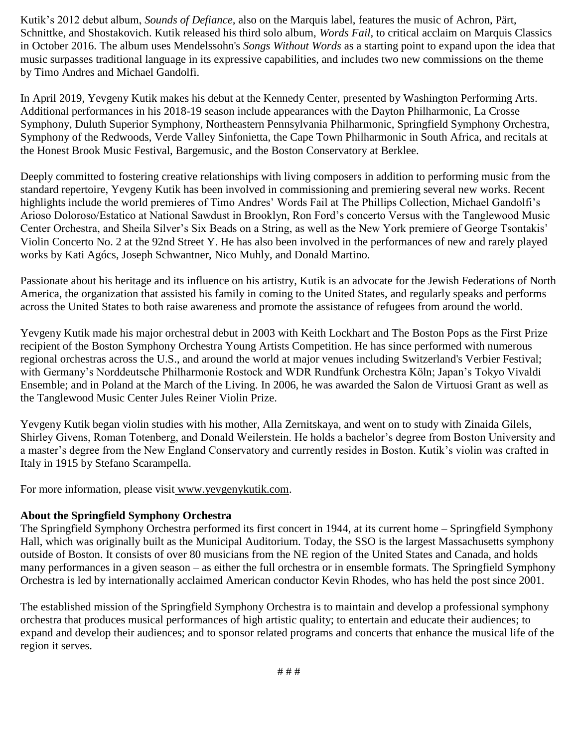Kutik's 2012 debut album, *Sounds of Defiance,* also on the Marquis label, features the music of Achron, Pärt, Schnittke, and Shostakovich. Kutik released his third solo album, *Words Fail,* to critical acclaim on Marquis Classics in October 2016. The album uses Mendelssohn's *Songs Without Words* as a starting point to expand upon the idea that music surpasses traditional language in its expressive capabilities, and includes two new commissions on the theme by Timo Andres and Michael Gandolfi.

In April 2019, Yevgeny Kutik makes his debut at the Kennedy Center, presented by Washington Performing Arts. Additional performances in his 2018-19 season include appearances with the Dayton Philharmonic, La Crosse Symphony, Duluth Superior Symphony, Northeastern Pennsylvania Philharmonic, Springfield Symphony Orchestra, Symphony of the Redwoods, Verde Valley Sinfonietta, the Cape Town Philharmonic in South Africa, and recitals at the Honest Brook Music Festival, Bargemusic, and the Boston Conservatory at Berklee.

Deeply committed to fostering creative relationships with living composers in addition to performing music from the standard repertoire, Yevgeny Kutik has been involved in commissioning and premiering several new works. Recent highlights include the world premieres of Timo Andres' Words Fail at The Phillips Collection, Michael Gandolfi's Arioso Doloroso/Estatico at National Sawdust in Brooklyn, Ron Ford's concerto Versus with the Tanglewood Music Center Orchestra, and Sheila Silver's Six Beads on a String, as well as the New York premiere of George Tsontakis' Violin Concerto No. 2 at the 92nd Street Y. He has also been involved in the performances of new and rarely played works by Kati Agócs, Joseph Schwantner, Nico Muhly, and Donald Martino.

Passionate about his heritage and its influence on his artistry, Kutik is an advocate for the Jewish Federations of North America, the organization that assisted his family in coming to the United States, and regularly speaks and performs across the United States to both raise awareness and promote the assistance of refugees from around the world.

Yevgeny Kutik made his major orchestral debut in 2003 with Keith Lockhart and The Boston Pops as the First Prize recipient of the Boston Symphony Orchestra Young Artists Competition. He has since performed with numerous regional orchestras across the U.S., and around the world at major venues including Switzerland's Verbier Festival; with Germany's Norddeutsche Philharmonie Rostock and WDR Rundfunk Orchestra Köln; Japan's Tokyo Vivaldi Ensemble; and in Poland at the March of the Living. In 2006, he was awarded the Salon de Virtuosi Grant as well as the Tanglewood Music Center Jules Reiner Violin Prize.

Yevgeny Kutik began violin studies with his mother, Alla Zernitskaya, and went on to study with Zinaida Gilels, Shirley Givens, Roman Totenberg, and Donald Weilerstein. He holds a bachelor's degree from Boston University and a master's degree from the New England Conservatory and currently resides in Boston. Kutik's violin was crafted in Italy in 1915 by Stefano Scarampella.

For more information, please visit www.yevgenykutik.com.

**About the Springfield Symphony Orchestra**

The Springfield Symphony Orchestra performed its first concert in 1944, at its current home – Springfield Symphony Hall, which was originally built as the Municipal Auditorium. Today, the SSO is the largest Massachusetts symphony outside of Boston. It consists of over 80 musicians from the NE region of the United States and Canada, and holds many performances in a given season – as either the full orchestra or in ensemble formats. The Springfield Symphony Orchestra is led by internationally acclaimed American conductor Kevin Rhodes, who has held the post since 2001.

The established mission of the Springfield Symphony Orchestra is to maintain and develop a professional symphony orchestra that produces musical performances of high artistic quality; to entertain and educate their audiences; to expand and develop their audiences; and to sponsor related programs and concerts that enhance the musical life of the region it serves.

# # #